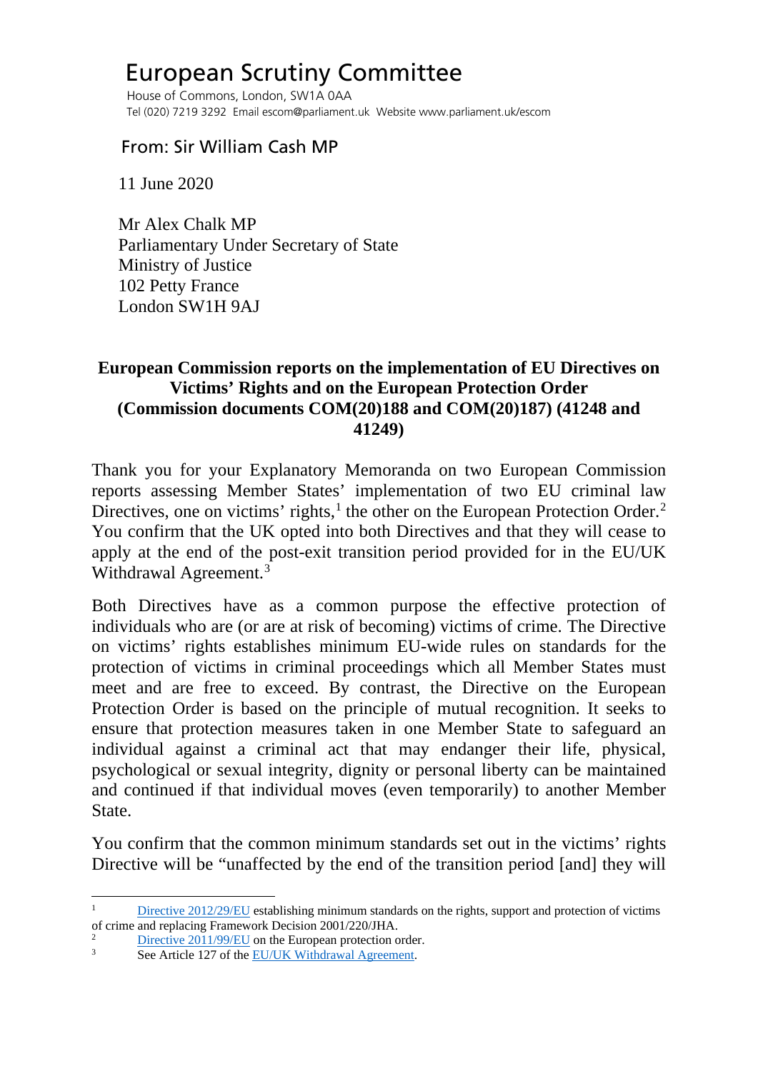# European Scrutiny Committee

House of Commons, London, SW1A 0AA
Tel (020) 7219 3292 Email escom@parliament.uk Website www.parliament.uk/escom

## From: Sir William Cash MP

11 June 2020

Mr Alex Chalk MP
Parliamentary Under Secretary of State
Ministry of Justice
102 Petty France
London SW1H 9AJ

**European Commission reports on the implementation of EU Directives on Victims' Rights and on the European Protection Order (Commission documents COM(20)188 and COM(20)187) (41248 and 41249)**

Thank you for your Explanatory Memoranda on two European Commission reports assessing Member States' implementation of two EU criminal law Directives, one on victims' rights,[1] the other on the European Protection Order.[2] You confirm that the UK opted into both Directives and that they will cease to apply at the end of the post-exit transition period provided for in the EU/UK Withdrawal Agreement.[3]

Both Directives have as a common purpose the effective protection of individuals who are (or are at risk of becoming) victims of crime. The Directive on victims' rights establishes minimum EU-wide rules on standards for the protection of victims in criminal proceedings which all Member States must meet and are free to exceed. By contrast, the Directive on the European Protection Order is based on the principle of mutual recognition. It seeks to ensure that protection measures taken in one Member State to safeguard an individual against a criminal act that may endanger their life, physical, psychological or sexual integrity, dignity or personal liberty can be maintained and continued if that individual moves (even temporarily) to another Member State.

You confirm that the common minimum standards set out in the victims' rights Directive will be "unaffected by the end of the transition period [and] they will

---

[1] Directive 2012/29/EU establishing minimum standards on the rights, support and protection of victims of crime and replacing Framework Decision 2001/220/JHA.

[2] Directive 2011/99/EU on the European protection order.

[3] See Article 127 of the EU/UK Withdrawal Agreement.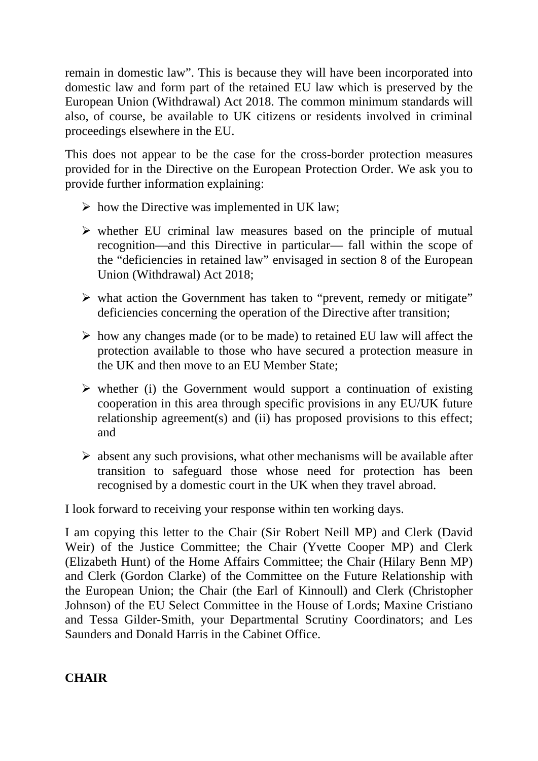remain in domestic law". This is because they will have been incorporated into domestic law and form part of the retained EU law which is preserved by the European Union (Withdrawal) Act 2018. The common minimum standards will also, of course, be available to UK citizens or residents involved in criminal proceedings elsewhere in the EU.

This does not appear to be the case for the cross-border protection measures provided for in the Directive on the European Protection Order. We ask you to provide further information explaining:

- how the Directive was implemented in UK law;
- whether EU criminal law measures based on the principle of mutual recognition—and this Directive in particular— fall within the scope of the "deficiencies in retained law" envisaged in section 8 of the European Union (Withdrawal) Act 2018;
- what action the Government has taken to "prevent, remedy or mitigate" deficiencies concerning the operation of the Directive after transition;
- how any changes made (or to be made) to retained EU law will affect the protection available to those who have secured a protection measure in the UK and then move to an EU Member State;
- whether (i) the Government would support a continuation of existing cooperation in this area through specific provisions in any EU/UK future relationship agreement(s) and (ii) has proposed provisions to this effect; and
- absent any such provisions, what other mechanisms will be available after transition to safeguard those whose need for protection has been recognised by a domestic court in the UK when they travel abroad.

I look forward to receiving your response within ten working days.

I am copying this letter to the Chair (Sir Robert Neill MP) and Clerk (David Weir) of the Justice Committee; the Chair (Yvette Cooper MP) and Clerk (Elizabeth Hunt) of the Home Affairs Committee; the Chair (Hilary Benn MP) and Clerk (Gordon Clarke) of the Committee on the Future Relationship with the European Union; the Chair (the Earl of Kinnoull) and Clerk (Christopher Johnson) of the EU Select Committee in the House of Lords; Maxine Cristiano and Tessa Gilder-Smith, your Departmental Scrutiny Coordinators; and Les Saunders and Donald Harris in the Cabinet Office.

**CHAIR**